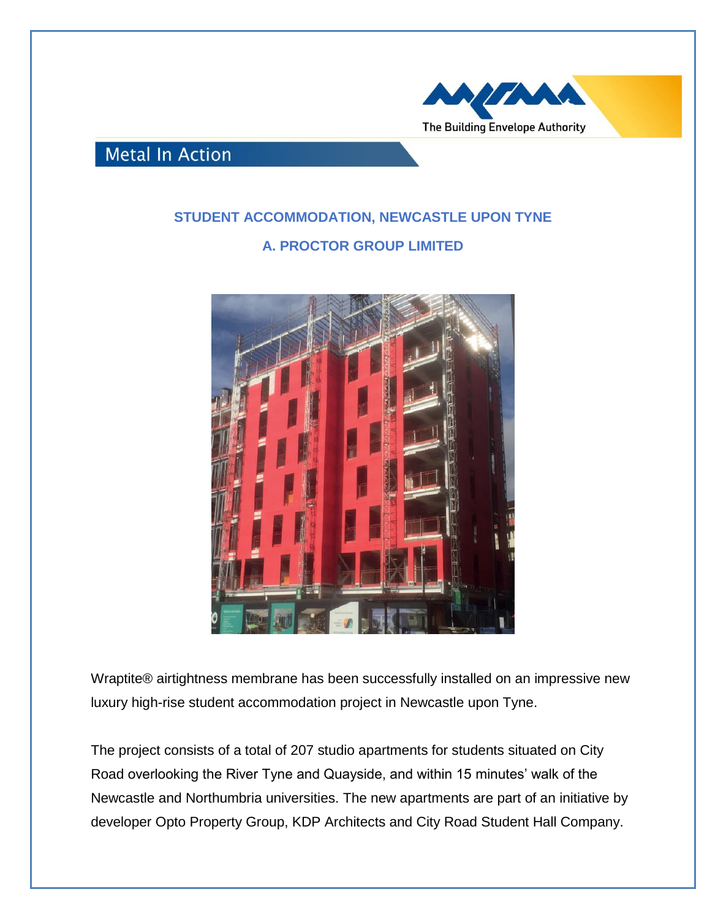The Building Envelope Authority

## Metal In Action

### STUDENT ACCOMMODATION, NEWCASTLE UPON TYNE

### A. PROCTOR GROUP LIMITED

Wraptite® airtightness membrane has been successfully installed on an impressive new luxury high-rise student accommodation project in Newcastle upon Tyne.

The project consists of a total of 207 studio apartments for students situated on City Road overlooking the River Tyne and Quayside, and within 15 minutes' walk of the Newcastle and Northumbria universities. The new apartments are part of an initiative by developer Opto Property Group, KDP Architects and City Road Student Hall Company.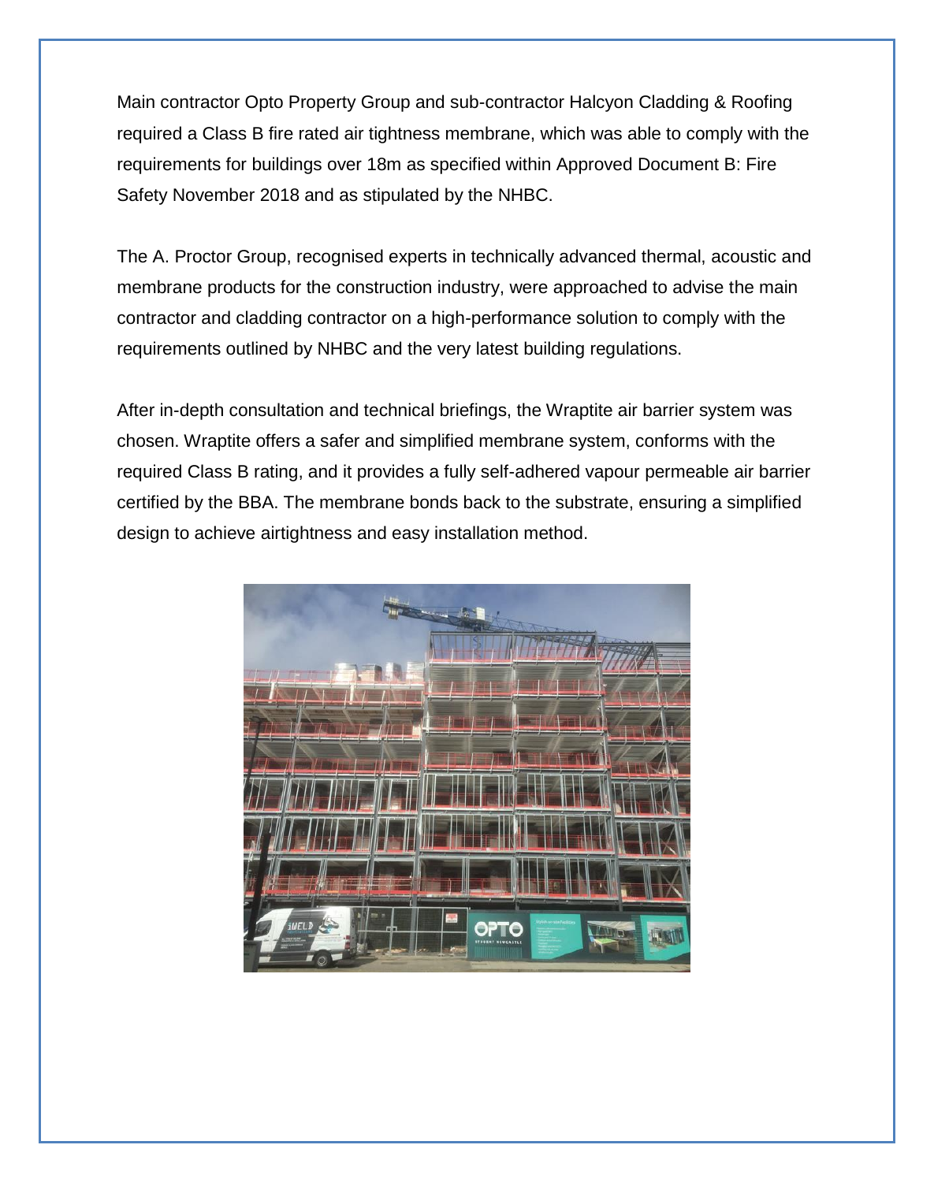Main contractor Opto Property Group and sub-contractor Halcyon Cladding & Roofing required a Class B fire rated air tightness membrane, which was able to comply with the requirements for buildings over 18m as specified within Approved Document B: Fire Safety November 2018 and as stipulated by the NHBC.

The A. Proctor Group, recognised experts in technically advanced thermal, acoustic and membrane products for the construction industry, were approached to advise the main contractor and cladding contractor on a high-performance solution to comply with the requirements outlined by NHBC and the very latest building regulations.

After in-depth consultation and technical briefings, the Wraptite air barrier system was chosen. Wraptite offers a safer and simplified membrane system, conforms with the required Class B rating, and it provides a fully self-adhered vapour permeable air barrier certified by the BBA. The membrane bonds back to the substrate, ensuring a simplified design to achieve airtightness and easy installation method.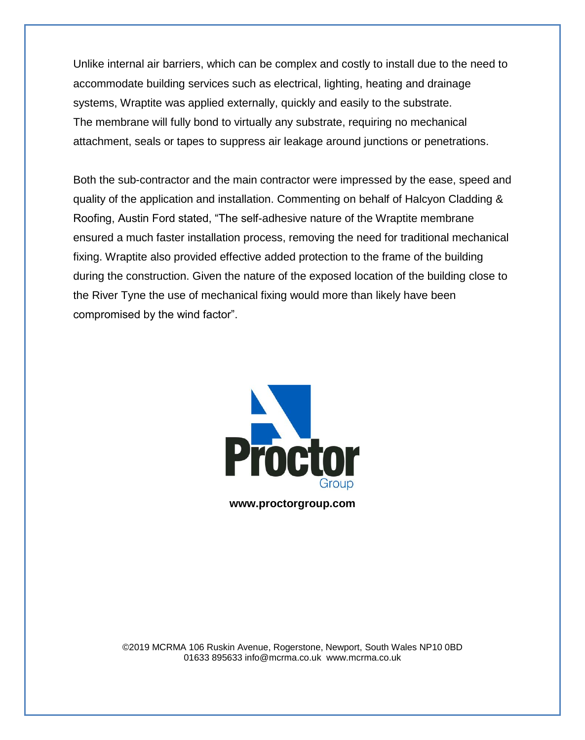Unlike internal air barriers, which can be complex and costly to install due to the need to accommodate building services such as electrical, lighting, heating and drainage systems, Wraptite was applied externally, quickly and easily to the substrate. The membrane will fully bond to virtually any substrate, requiring no mechanical attachment, seals or tapes to suppress air leakage around junctions or penetrations.

Both the sub-contractor and the main contractor were impressed by the ease, speed and quality of the application and installation. Commenting on behalf of Halcyon Cladding & Roofing, Austin Ford stated, "The self-adhesive nature of the Wraptite membrane ensured a much faster installation process, removing the need for traditional mechanical fixing. Wraptite also provided effective added protection to the frame of the building during the construction. Given the nature of the exposed location of the building close to the River Tyne the use of mechanical fixing would more than likely have been compromised by the wind factor".

Proctor Group

**www.proctorgroup.com**

©2019 MCRMA 106 Ruskin Avenue, Rogerstone, Newport, South Wales NP10 0BD
01633 895633 info@mcrma.co.uk www.mcrma.co.uk